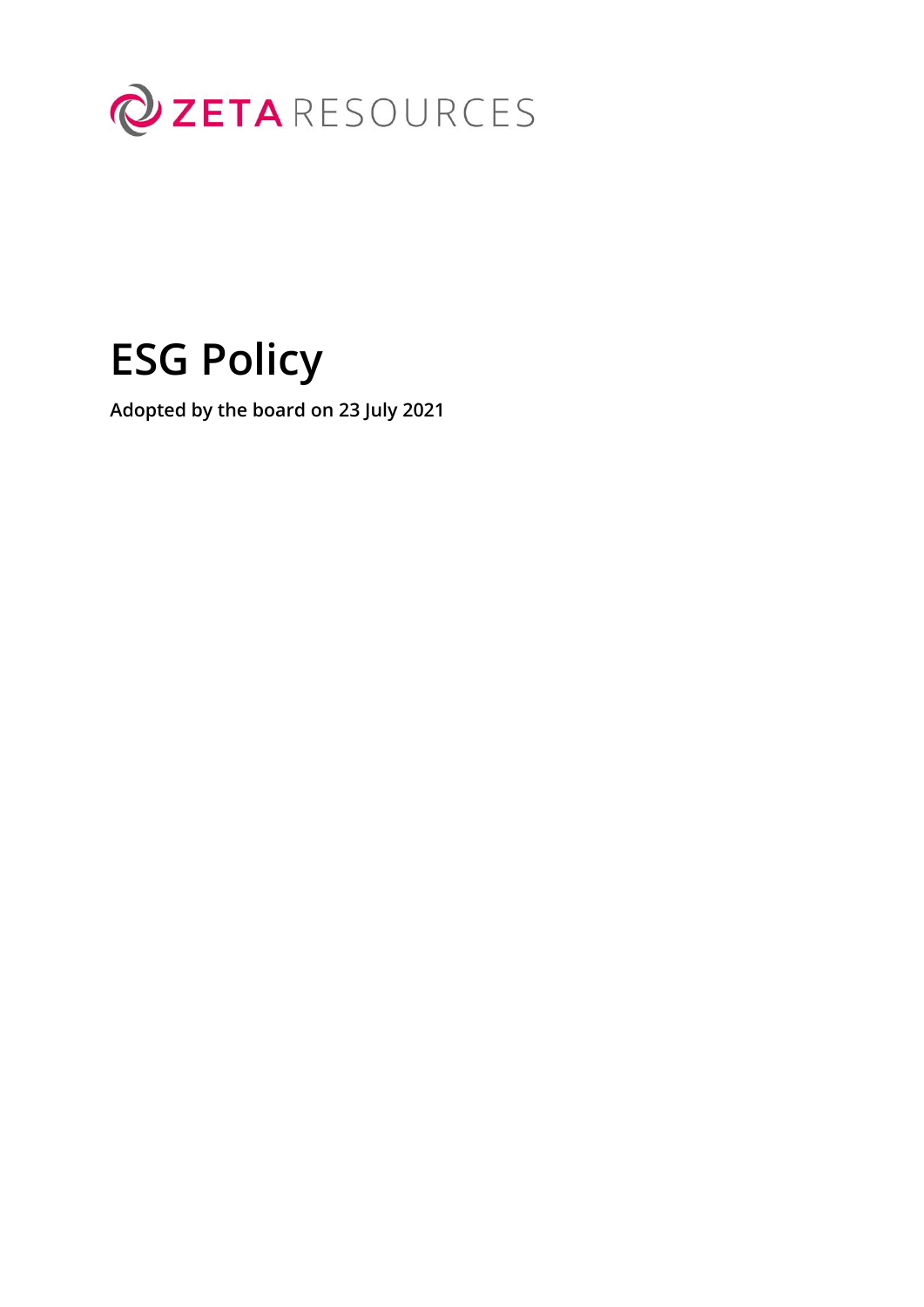ZETA RESOURCES

# ESG Policy

**Adopted by the board on 23 July 2021**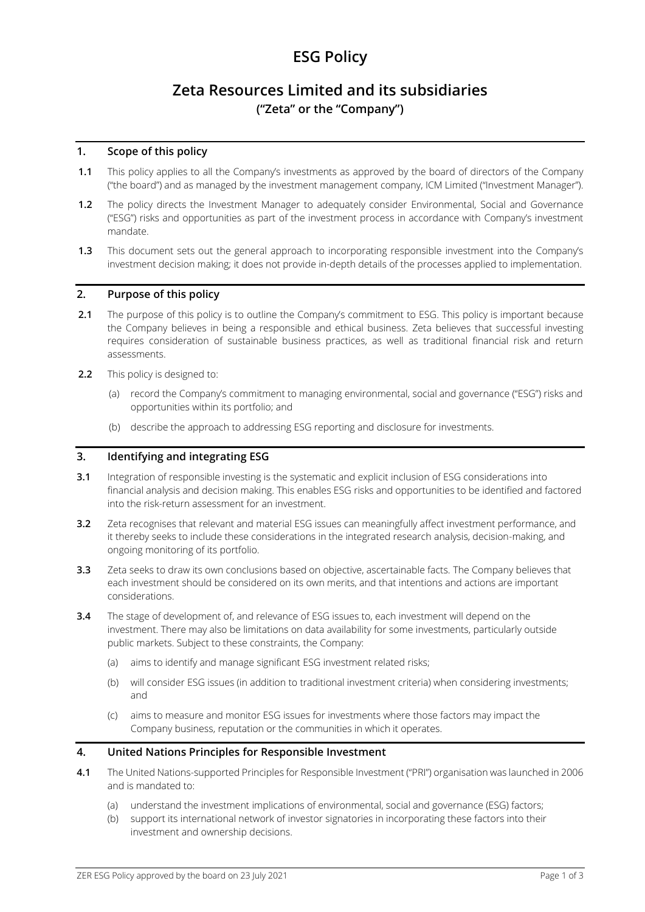# ESG Policy

## Zeta Resources Limited and its subsidiaries

**("Zeta" or the "Company")**

### 1. Scope of this policy

**1.1** This policy applies to all the Company's investments as approved by the board of directors of the Company ("the board") and as managed by the investment management company, ICM Limited ("Investment Manager").

**1.2** The policy directs the Investment Manager to adequately consider Environmental, Social and Governance ("ESG") risks and opportunities as part of the investment process in accordance with Company's investment mandate.

**1.3** This document sets out the general approach to incorporating responsible investment into the Company's investment decision making; it does not provide in-depth details of the processes applied to implementation.

### 2. Purpose of this policy

**2.1** The purpose of this policy is to outline the Company's commitment to ESG. This policy is important because the Company believes in being a responsible and ethical business. Zeta believes that successful investing requires consideration of sustainable business practices, as well as traditional financial risk and return assessments.

**2.2** This policy is designed to:

(a) record the Company's commitment to managing environmental, social and governance ("ESG") risks and opportunities within its portfolio; and

(b) describe the approach to addressing ESG reporting and disclosure for investments.

### 3. Identifying and integrating ESG

**3.1** Integration of responsible investing is the systematic and explicit inclusion of ESG considerations into financial analysis and decision making. This enables ESG risks and opportunities to be identified and factored into the risk-return assessment for an investment.

**3.2** Zeta recognises that relevant and material ESG issues can meaningfully affect investment performance, and it thereby seeks to include these considerations in the integrated research analysis, decision-making, and ongoing monitoring of its portfolio.

**3.3** Zeta seeks to draw its own conclusions based on objective, ascertainable facts. The Company believes that each investment should be considered on its own merits, and that intentions and actions are important considerations.

**3.4** The stage of development of, and relevance of ESG issues to, each investment will depend on the investment. There may also be limitations on data availability for some investments, particularly outside public markets. Subject to these constraints, the Company:

(a) aims to identify and manage significant ESG investment related risks;

(b) will consider ESG issues (in addition to traditional investment criteria) when considering investments; and

(c) aims to measure and monitor ESG issues for investments where those factors may impact the Company business, reputation or the communities in which it operates.

### 4. United Nations Principles for Responsible Investment

**4.1** The United Nations-supported Principles for Responsible Investment ("PRI") organisation was launched in 2006 and is mandated to:

(a) understand the investment implications of environmental, social and governance (ESG) factors;

(b) support its international network of investor signatories in incorporating these factors into their investment and ownership decisions.

ZER ESG Policy approved by the board on 23 July 2021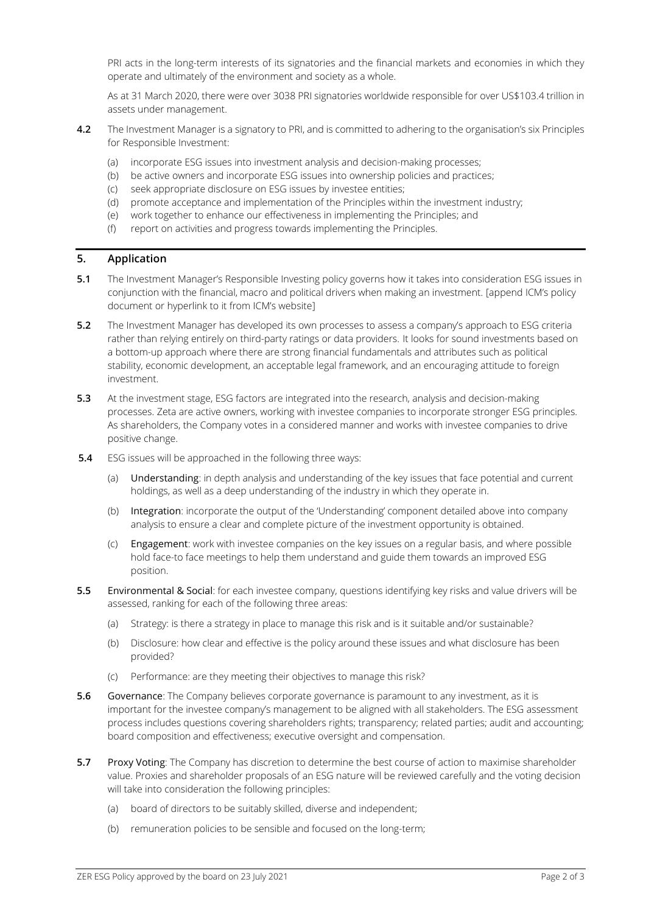PRI acts in the long-term interests of its signatories and the financial markets and economies in which they operate and ultimately of the environment and society as a whole.

As at 31 March 2020, there were over 3038 PRI signatories worldwide responsible for over US$103.4 trillion in assets under management.

**4.2** The Investment Manager is a signatory to PRI, and is committed to adhering to the organisation's six Principles for Responsible Investment:

(a) incorporate ESG issues into investment analysis and decision-making processes;
(b) be active owners and incorporate ESG issues into ownership policies and practices;
(c) seek appropriate disclosure on ESG issues by investee entities;
(d) promote acceptance and implementation of the Principles within the investment industry;
(e) work together to enhance our effectiveness in implementing the Principles; and
(f) report on activities and progress towards implementing the Principles.

## 5. Application

**5.1** The Investment Manager's Responsible Investing policy governs how it takes into consideration ESG issues in conjunction with the financial, macro and political drivers when making an investment. [append ICM's policy document or hyperlink to it from ICM's website]

**5.2** The Investment Manager has developed its own processes to assess a company's approach to ESG criteria rather than relying entirely on third-party ratings or data providers. It looks for sound investments based on a bottom-up approach where there are strong financial fundamentals and attributes such as political stability, economic development, an acceptable legal framework, and an encouraging attitude to foreign investment.

**5.3** At the investment stage, ESG factors are integrated into the research, analysis and decision-making processes. Zeta are active owners, working with investee companies to incorporate stronger ESG principles. As shareholders, the Company votes in a considered manner and works with investee companies to drive positive change.

**5.4** ESG issues will be approached in the following three ways:

(a) **Understanding**: in depth analysis and understanding of the key issues that face potential and current holdings, as well as a deep understanding of the industry in which they operate in.

(b) **Integration**: incorporate the output of the 'Understanding' component detailed above into company analysis to ensure a clear and complete picture of the investment opportunity is obtained.

(c) **Engagement**: work with investee companies on the key issues on a regular basis, and where possible hold face-to face meetings to help them understand and guide them towards an improved ESG position.

**5.5** **Environmental & Social**: for each investee company, questions identifying key risks and value drivers will be assessed, ranking for each of the following three areas:

(a) Strategy: is there a strategy in place to manage this risk and is it suitable and/or sustainable?

(b) Disclosure: how clear and effective is the policy around these issues and what disclosure has been provided?

(c) Performance: are they meeting their objectives to manage this risk?

**5.6** **Governance**: The Company believes corporate governance is paramount to any investment, as it is important for the investee company's management to be aligned with all stakeholders. The ESG assessment process includes questions covering shareholders rights; transparency; related parties; audit and accounting; board composition and effectiveness; executive oversight and compensation.

**5.7** **Proxy Voting**: The Company has discretion to determine the best course of action to maximise shareholder value. Proxies and shareholder proposals of an ESG nature will be reviewed carefully and the voting decision will take into consideration the following principles:

(a) board of directors to be suitably skilled, diverse and independent;

(b) remuneration policies to be sensible and focused on the long-term;

ZER ESG Policy approved by the board on 23 July 2021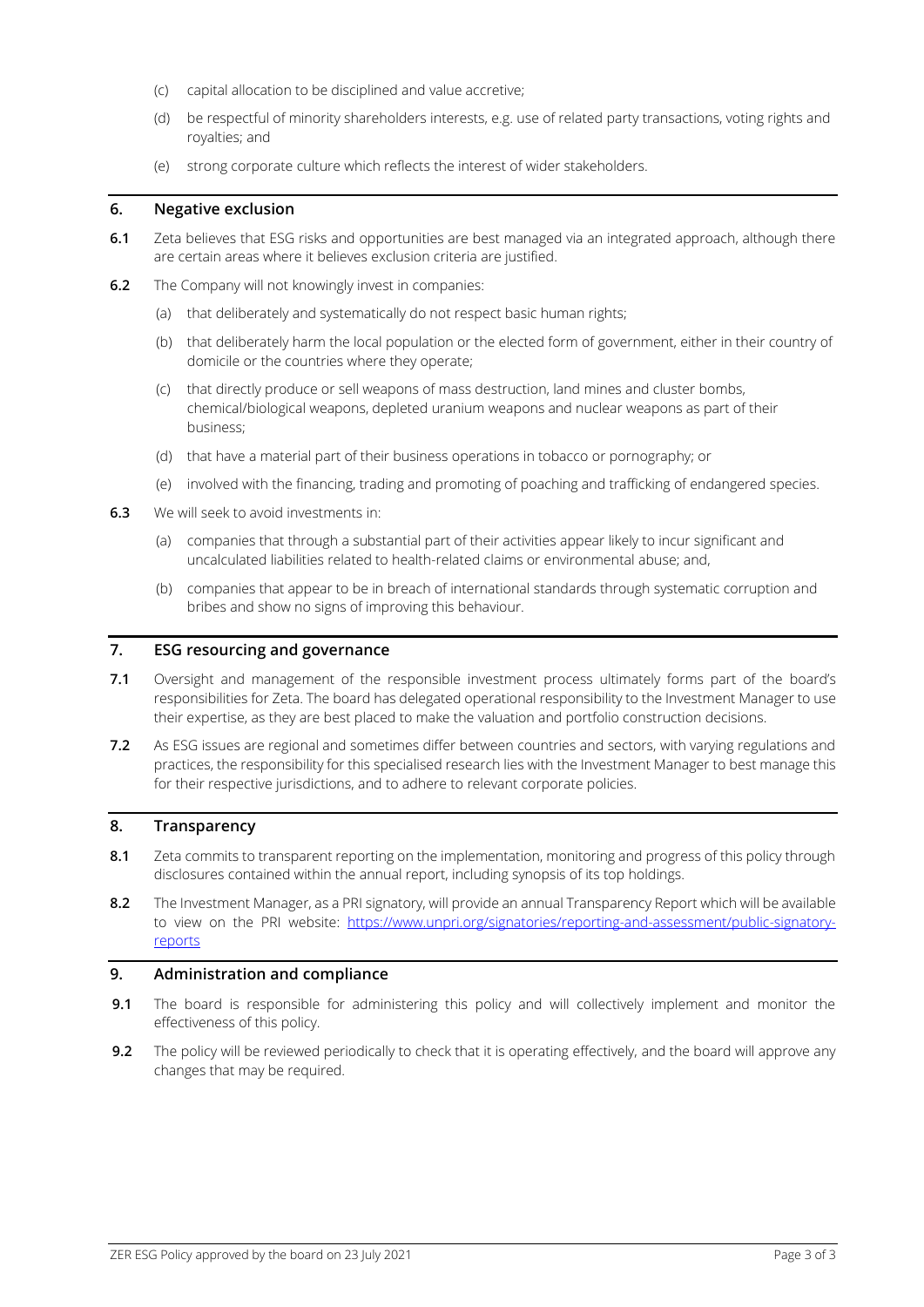(c) capital allocation to be disciplined and value accretive;

(d) be respectful of minority shareholders interests, e.g. use of related party transactions, voting rights and royalties; and

(e) strong corporate culture which reflects the interest of wider stakeholders.

## 6. Negative exclusion

**6.1** Zeta believes that ESG risks and opportunities are best managed via an integrated approach, although there are certain areas where it believes exclusion criteria are justified.

**6.2** The Company will not knowingly invest in companies:

(a) that deliberately and systematically do not respect basic human rights;

(b) that deliberately harm the local population or the elected form of government, either in their country of domicile or the countries where they operate;

(c) that directly produce or sell weapons of mass destruction, land mines and cluster bombs, chemical/biological weapons, depleted uranium weapons and nuclear weapons as part of their business;

(d) that have a material part of their business operations in tobacco or pornography; or

(e) involved with the financing, trading and promoting of poaching and trafficking of endangered species.

**6.3** We will seek to avoid investments in:

(a) companies that through a substantial part of their activities appear likely to incur significant and uncalculated liabilities related to health-related claims or environmental abuse; and,

(b) companies that appear to be in breach of international standards through systematic corruption and bribes and show no signs of improving this behaviour.

## 7. ESG resourcing and governance

**7.1** Oversight and management of the responsible investment process ultimately forms part of the board's responsibilities for Zeta. The board has delegated operational responsibility to the Investment Manager to use their expertise, as they are best placed to make the valuation and portfolio construction decisions.

**7.2** As ESG issues are regional and sometimes differ between countries and sectors, with varying regulations and practices, the responsibility for this specialised research lies with the Investment Manager to best manage this for their respective jurisdictions, and to adhere to relevant corporate policies.

## 8. Transparency

**8.1** Zeta commits to transparent reporting on the implementation, monitoring and progress of this policy through disclosures contained within the annual report, including synopsis of its top holdings.

**8.2** The Investment Manager, as a PRI signatory, will provide an annual Transparency Report which will be available to view on the PRI website: https://www.unpri.org/signatories/reporting-and-assessment/public-signatory-reports

## 9. Administration and compliance

**9.1** The board is responsible for administering this policy and will collectively implement and monitor the effectiveness of this policy.

**9.2** The policy will be reviewed periodically to check that it is operating effectively, and the board will approve any changes that may be required.